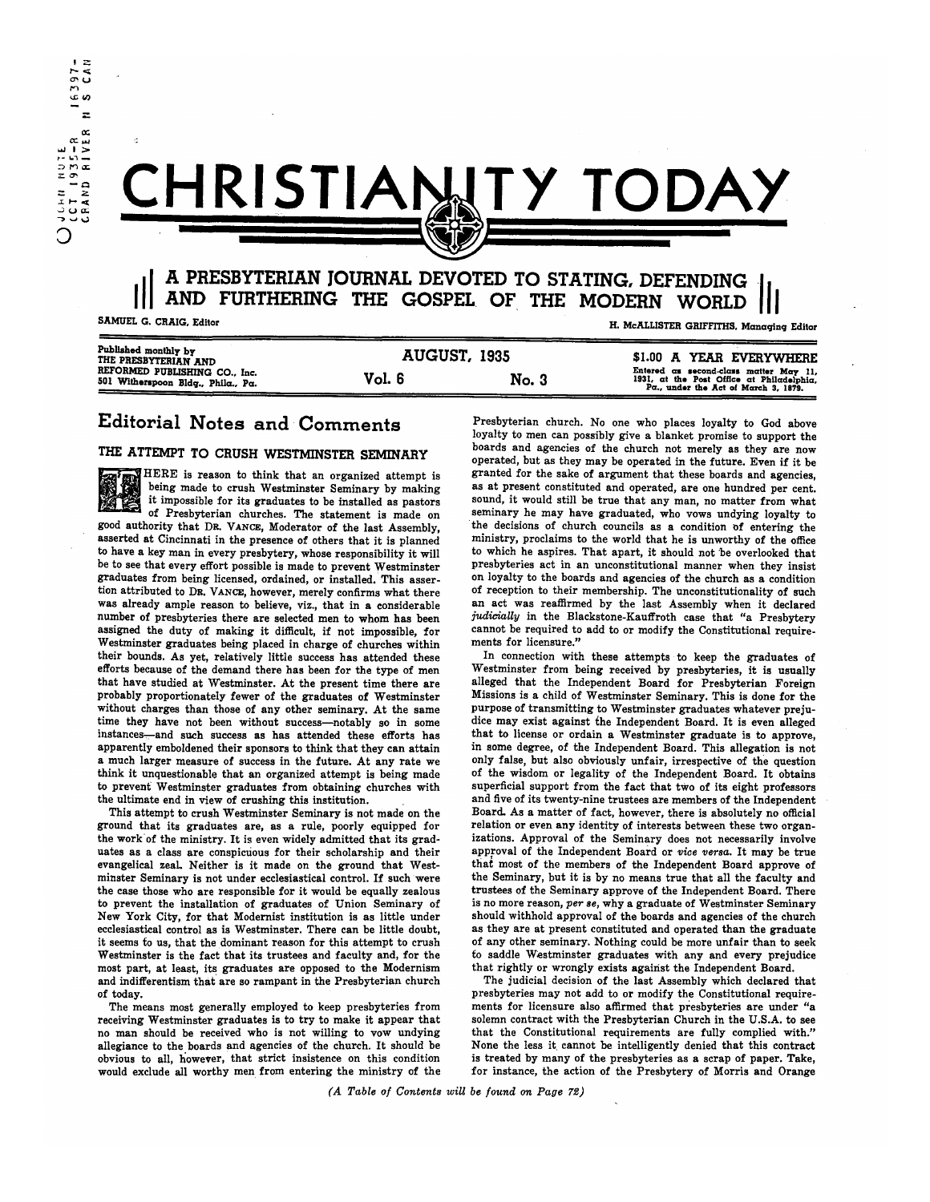# CHRISTIANITY TODAY

## A PRESBYTERIAN JOURNAL DEVOTED TO STATING, DEFENDING AND FURTHERING THE GOSPEL OF THE MODERN WORLD

SAMUEL G. CRAIG, Editor

H. McALLISTER GRIFFITHS, Managing Editor

Published monthly by THE PRESBYTERIAN AND REFORMED PUBLISHING CO., Inc. 501 Witherspoon Bldg., Phila., Pa.

AUGUST, 1935

Vol. 6 No. 3

$1.00 A YEAR EVERYWHERE

Entered as second-class matter May 11, 1931, at the Post Office at Philadelphia, Pa., under the Act of March 3, 1879.

## Editorial Notes and Comments

### THE ATTEMPT TO CRUSH WESTMINSTER SEMINARY

THERE is reason to think that an organized attempt is being made to crush Westminster Seminary by making it impossible for its graduates to be installed as pastors of Presbyterian churches. The statement is made on good authority that DR. VANCE, Moderator of the last Assembly, asserted at Cincinnati in the presence of others that it is planned to have a key man in every presbytery, whose responsibility it will be to see that every effort possible is made to prevent Westminster graduates from being licensed, ordained, or installed. This assertion attributed to DR. VANCE, however, merely confirms what there was already ample reason to believe, viz., that in a considerable number of presbyteries there are selected men to whom has been assigned the duty of making it difficult, if not impossible, for Westminster graduates being placed in charge of churches within their bounds. As yet, relatively little success has attended these efforts because of the demand there has been for the type of men that have studied at Westminster. At the present time there are probably proportionately fewer of the graduates of Westminster without charges than those of any other seminary. At the same time they have not been without success—notably so in some instances—and such success as has attended these efforts has apparently emboldened their sponsors to think that they can attain a much larger measure of success in the future. At any rate we think it unquestionable that an organized attempt is being made to prevent Westminster graduates from obtaining churches with the ultimate end in view of crushing this institution.

This attempt to crush Westminster Seminary is not made on the ground that its graduates are, as a rule, poorly equipped for the work of the ministry. It is even widely admitted that its graduates as a class are conspicuous for their scholarship and their evangelical zeal. Neither is it made on the ground that Westminster Seminary is not under ecclesiastical control. If such were the case those who are responsible for it would be equally zealous to prevent the installation of graduates of Union Seminary of New York City, for that Modernist institution is as little under ecclesiastical control as is Westminster. There can be little doubt, it seems to us, that the dominant reason for this attempt to crush Westminster is the fact that its trustees and faculty and, for the most part, at least, its graduates are opposed to the Modernism and indifferentism that are so rampant in the Presbyterian church of today.

The means most generally employed to keep presbyteries from receiving Westminster graduates is to try to make it appear that no man should be received who is not willing to vow undying allegiance to the boards and agencies of the church. It should be obvious to all, however, that strict insistence on this condition would exclude all worthy men from entering the ministry of the Presbyterian church. No one who places loyalty to God above loyalty to men can possibly give a blanket promise to support the boards and agencies of the church not merely as they are now operated, but as they may be operated in the future. Even if it be granted for the sake of argument that these boards and agencies, as at present constituted and operated, are one hundred per cent. sound, it would still be true that any man, no matter from what seminary he may have graduated, who vows undying loyalty to the decisions of church councils as a condition of entering the ministry, proclaims to the world that he is unworthy of the office to which he aspires. That apart, it should not be overlooked that presbyteries act in an unconstitutional manner when they insist on loyalty to the boards and agencies of the church as a condition of reception to their membership. The unconstitutionality of such an act was reaffirmed by the last Assembly when it declared *judicially* in the Blackstone-Kauffroth case that "a Presbytery cannot be required to add to or modify the Constitutional requirements for licensure."

In connection with these attempts to keep the graduates of Westminster from being received by presbyteries, it is usually alleged that the Independent Board for Presbyterian Foreign Missions is a child of Westminster Seminary. This is done for the purpose of transmitting to Westminster graduates whatever prejudice may exist against the Independent Board. It is even alleged that to license or ordain a Westminster graduate is to approve, in some degree, of the Independent Board. This allegation is not only false, but also obviously unfair, irrespective of the question of the wisdom or legality of the Independent Board. It obtains superficial support from the fact that two of its eight professors and five of its twenty-nine trustees are members of the Independent Board. As a matter of fact, however, there is absolutely no official relation or even any identity of interests between these two organizations. Approval of the Seminary does not necessarily involve approval of the Independent Board or *vice versa*. It may be true that most of the members of the Independent Board approve of the Seminary, but it is by no means true that all the faculty and trustees of the Seminary approve of the Independent Board. There is no more reason, *per se*, why a graduate of Westminster Seminary should withhold approval of the boards and agencies of the church as they are at present constituted and operated than the graduate of any other seminary. Nothing could be more unfair than to seek to saddle Westminster graduates with any and every prejudice that rightly or wrongly exists against the Independent Board.

The judicial decision of the last Assembly which declared that presbyteries may not add to or modify the Constitutional requirements for licensure also affirmed that presbyteries are under "a solemn contract with the Presbyterian Church in the U.S.A. to see that the Constitutional requirements are fully complied with." None the less it cannot be intelligently denied that this contract is treated by many of the presbyteries as a scrap of paper. Take, for instance, the action of the Presbytery of Morris and Orange

*(A Table of Contents will be found on Page 72)*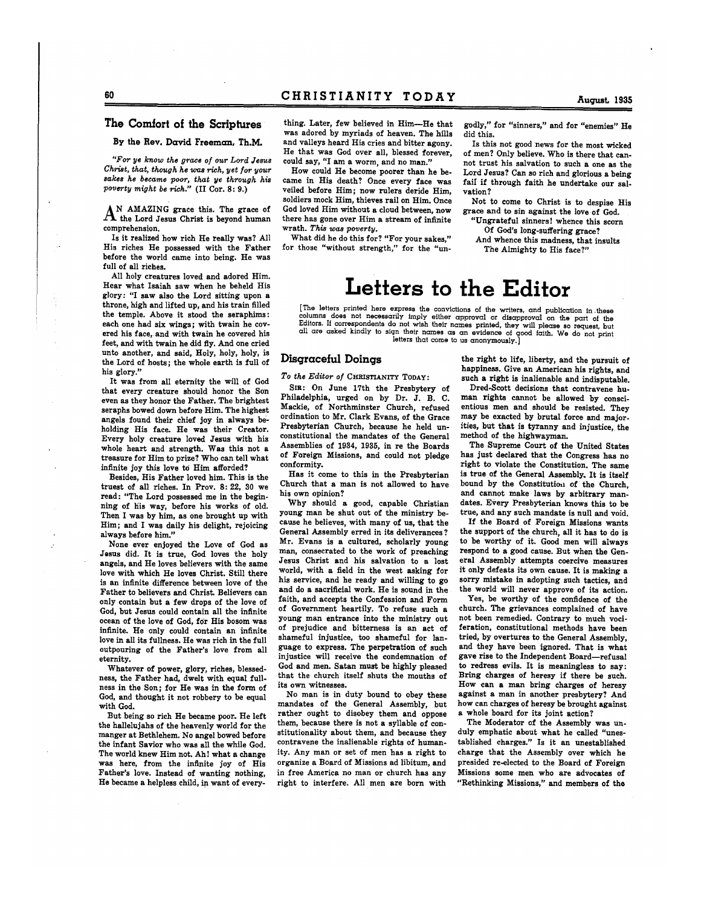## The Comfort of the Scriptures

### By the Rev. David Freeman, Th.M.

*"For ye know the grace of our Lord Jesus Christ, that, though he was rich, yet for your sakes he became poor, that ye through his poverty might be rich."* (II Cor. 8: 9.)

AN AMAZING grace this. The grace of the Lord Jesus Christ is beyond human comprehension.

Is it realized how rich He really was? All His riches He possessed with the Father before the world came into being. He was full of all riches.

All holy creatures loved and adored Him. Hear what Isaiah saw when he beheld His glory: "I saw also the Lord sitting upon a throne, high and lifted up, and his train filled the temple. Above it stood the seraphims: each one had six wings; with twain he covered his face, and with twain he covered his feet, and with twain he did fly. And one cried unto another, and said, Holy, holy, holy, is the Lord of hosts; the whole earth is full of his glory."

It was from all eternity the will of God that every creature should honor the Son even as they honor the Father. The brightest seraphs bowed down before Him. The highest angels found their chief joy in always beholding His face. He was their Creator. Every holy creature loved Jesus with his whole heart and strength. Was this not a treasure for Him to prize? Who can tell what infinite joy this love to Him afforded?

Besides, His Father loved him. This is the truest of all riches. In Prov. 8: 22, 30 we read: "The Lord possessed me in the beginning of his way, before his works of old. Then I was by him, as one brought up with Him; and I was daily his delight, rejoicing always before him."

None ever enjoyed the Love of God as Jesus did. It is true, God loves the holy angels, and He loves believers with the same love with which He loves Christ. Still there is an infinite difference between love of the Father to believers and Christ. Believers can only contain but a few drops of the love of God, but Jesus could contain all the infinite ocean of the love of God, for His bosom was infinite. He only could contain an infinite love in all its fullness. He was rich in the full outpouring of the Father's love from all eternity.

Whatever of power, glory, riches, blessedness, the Father had, dwelt with equal fullness in the Son; for He was in the form of God, and thought it not robbery to be equal with God.

But being so rich He became poor. He left the hallelujahs of the heavenly world for the manger at Bethlehem. No angel bowed before the infant Savior who was all the while God. The world knew Him not. Ah! what a change was here, from the infinite joy of His Father's love. Instead of wanting nothing, He became a helpless child, in want of everything. Later, few believed in Him—He that was adored by myriads of heaven. The hills and valleys heard His cries and bitter agony. He that was God over all, blessed forever, could say, "I am a worm, and no man."

How could He become poorer than he became in His death? Once every face was veiled before Him; now rulers deride Him, soldiers mock Him, thieves rail on Him. Once God loved Him without a cloud between, now there has gone over Him a stream of infinite wrath. *This was poverty.*

What did he do this for? "For your sakes," for those "without strength," for the "ungodly," for "sinners," and for "enemies" He did this.

Is this not good news for the most wicked of men? Only believe. Who is there that cannot trust his salvation to such a one as the Lord Jesus? Can so rich and glorious a being fail if through faith he undertake our salvation?

Not to come to Christ is to despise His grace and to sin against the love of God.

"Ungrateful sinners! whence this scorn
Of God's long-suffering grace?
And whence this madness, that insults
The Almighty to His face?"

# Letters to the Editor

[The letters printed here express the convictions of the writers, and publication in these columns does not necessarily imply either approval or disapproval on the part of the Editors. If correspondents do not wish their names printed, they will please so request, but all are asked kindly to sign their names as an evidence of good faith. We do not print letters that come to us anonymously.]

## Disgraceful Doings

*To the Editor of* CHRISTIANITY TODAY:

SIR: On June 17th the Presbytery of Philadelphia, urged on by Dr. J. B. C. Mackie, of Northminster Church, refused ordination to Mr. Clark Evans, of the Grace Presbyterian Church, because he held unconstitutional the mandates of the General Assemblies of 1934, 1935, in re the Boards of Foreign Missions, and could not pledge conformity.

Has it come to this in the Presbyterian Church that a man is not allowed to have his own opinion?

Why should a good, capable Christian young man be shut out of the ministry because he believes, with many of us, that the General Assembly erred in its deliverances? Mr. Evans is a cultured, scholarly young man, consecrated to the work of preaching Jesus Christ and his salvation to a lost world, with a field in the west asking for his service, and he ready and willing to go and do a sacrificial work. He is sound in the faith, and accepts the Confession and Form of Government heartily. To refuse such a young man entrance into the ministry out of prejudice and bitterness is an act of shameful injustice, too shameful for language to express. The perpetration of such injustice will receive the condemnation of God and men. Satan must be highly pleased that the church itself shuts the mouths of its own witnesses.

No man is in duty bound to obey these mandates of the General Assembly, but rather ought to disobey them and oppose them, because there is not a syllable of constitutionality about them, and because they contravene the inalienable rights of humanity. Any man or set of men has a right to organize a Board of Missions ad libitum, and in free America no man or church has any right to interfere. All men are born with the right to life, liberty, and the pursuit of happiness. Give an American his rights, and such a right is inalienable and indisputable.

Dred-Scott decisions that contravene human rights cannot be allowed by conscientious men and should be resisted. They may be exacted by brutal force and majorities, but that is tyranny and injustice, the method of the highwayman.

The Supreme Court of the United States has just declared that the Congress has no right to violate the Constitution. The same is true of the General Assembly. It is itself bound by the Constitution of the Church, and cannot make laws by arbitrary mandates. Every Presbyterian knows this to be true, and any such mandate is null and void.

If the Board of Foreign Missions wants the support of the church, all it has to do is to be worthy of it. Good men will always respond to a good cause. But when the General Assembly attempts coercive measures it only defeats its own cause. It is making a sorry mistake in adopting such tactics, and the world will never approve of its action.

Yes, be worthy of the confidence of the church. The grievances complained of have not been remedied. Contrary to much vociferation, constitutional methods have been tried, by overtures to the General Assembly, and they have been ignored. That is what gave rise to the Independent Board—refusal to redress evils. It is meaningless to say: Bring charges of heresy if there be such. How can a man bring charges of heresy against a man in another presbytery? And how can charges of heresy be brought against a whole board for its joint action?

The Moderator of the Assembly was unduly emphatic about what he called "unestablished charges." Is it an unestablished charge that the Assembly over which he presided re-elected to the Board of Foreign Missions some men who are advocates of "Rethinking Missions," and members of the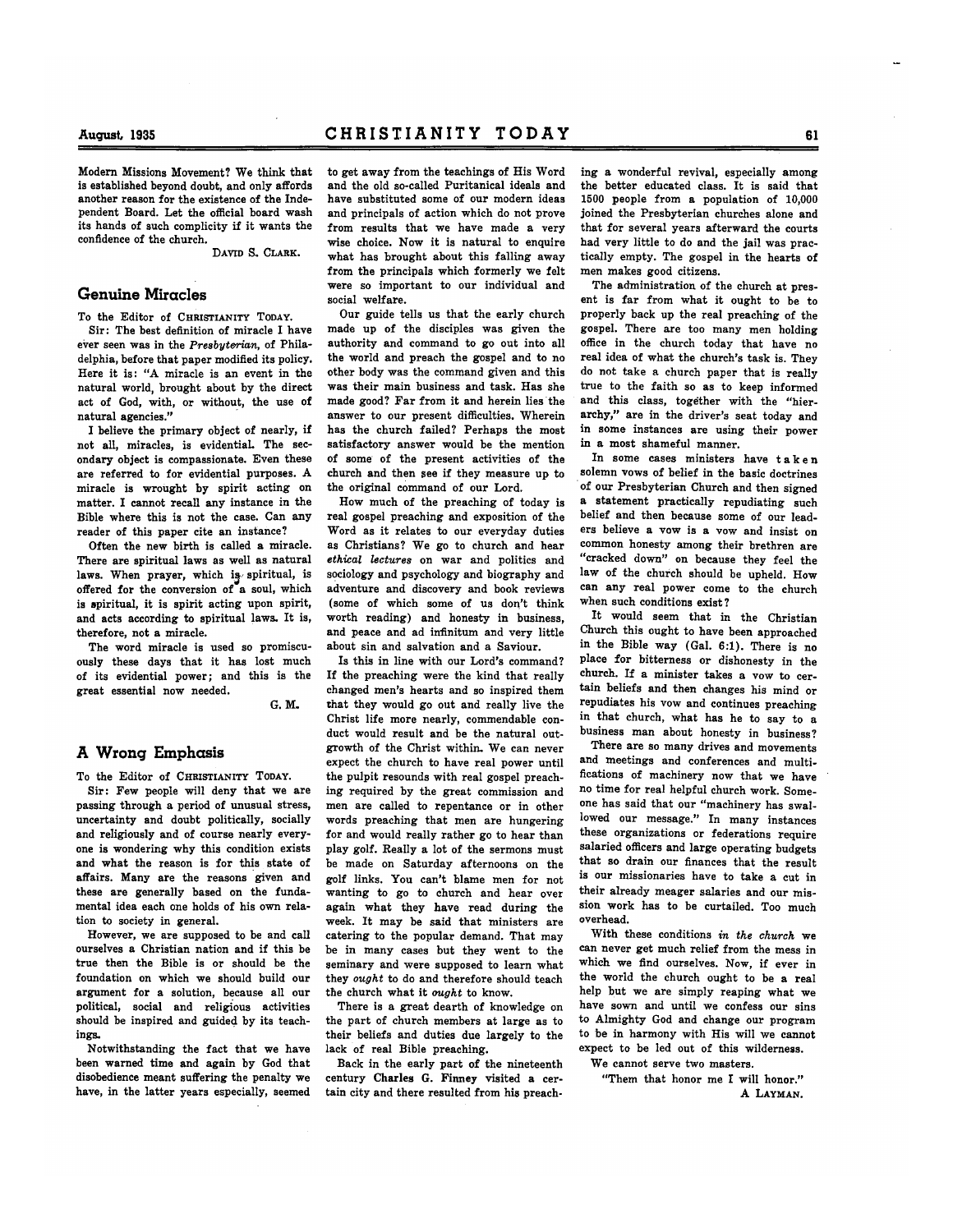Modern Missions Movement? We think that is established beyond doubt, and only affords another reason for the existence of the Independent Board. Let the official board wash its hands of such complicity if it wants the confidence of the church.

DAVID S. CLARK.

## Genuine Miracles

To the Editor of CHRISTIANITY TODAY.

Sir: The best definition of miracle I have ever seen was in the *Presbyterian*, of Philadelphia, before that paper modified its policy. Here it is: "A miracle is an event in the natural world, brought about by the direct act of God, with, or without, the use of natural agencies."

I believe the primary object of nearly, if not all, miracles, is evidential. The secondary object is compassionate. Even these are referred to for evidential purposes. A miracle is wrought by spirit acting on matter. I cannot recall any instance in the Bible where this is not the case. Can any reader of this paper cite an instance?

Often the new birth is called a miracle. There are spiritual laws as well as natural laws. When prayer, which is spiritual, is offered for the conversion of a soul, which is spiritual, it is spirit acting upon spirit, and acts according to spiritual laws. It is, therefore, not a miracle.

The word miracle is used so promiscuously these days that it has lost much of its evidential power; and this is the great essential now needed.

G. M.

## A Wrong Emphasis

To the Editor of CHRISTIANITY TODAY.

Sir: Few people will deny that we are passing through a period of unusual stress, uncertainty and doubt politically, socially and religiously and of course nearly everyone is wondering why this condition exists and what the reason is for this state of affairs. Many are the reasons given and these are generally based on the fundamental idea each one holds of his own relation to society in general.

However, we are supposed to be and call ourselves a Christian nation and if this be true then the Bible is or should be the foundation on which we should build our argument for a solution, because all our political, social and religious activities should be inspired and guided by its teachings.

Notwithstanding the fact that we have been warned time and again by God that disobedience meant suffering the penalty we have, in the latter years especially, seemed to get away from the teachings of His Word and the old so-called Puritanical ideals and have substituted some of our modern ideas and principals of action which do not prove from results that we have made a very wise choice. Now it is natural to enquire what has brought about this falling away from the principals which formerly we felt were so important to our individual and social welfare.

Our guide tells us that the early church made up of the disciples was given the authority and command to go out into all the world and preach the gospel and to no other body was the command given and this was their main business and task. Has she made good? Far from it and herein lies the answer to our present difficulties. Wherein has the church failed? Perhaps the most satisfactory answer would be the mention of some of the present activities of the church and then see if they measure up to the original command of our Lord.

How much of the preaching of today is real gospel preaching and exposition of the Word as it relates to our everyday duties as Christians? We go to church and hear *ethical lectures* on war and politics and sociology and psychology and biography and adventure and discovery and book reviews (some of which some of us don't think worth reading) and honesty in business, and peace and ad infinitum and very little about sin and salvation and a Saviour.

Is this in line with our Lord's command? If the preaching were the kind that really changed men's hearts and so inspired them that they would go out and really live the Christ life more nearly, commendable conduct would result and be the natural outgrowth of the Christ within. We can never expect the church to have real power until the pulpit resounds with real gospel preaching required by the great commission and men are called to repentance or in other words preaching that men are hungering for and would really rather go to hear than play golf. Really a lot of the sermons must be made on Saturday afternoons on the golf links. You can't blame men for not wanting to go to church and hear over again what they have read during the week. It may be said that ministers are catering to the popular demand. That may be in many cases but they went to the seminary and were supposed to learn what they *ought* to do and therefore should teach the church what it *ought* to know.

There is a great dearth of knowledge on the part of church members at large as to their beliefs and duties due largely to the lack of real Bible preaching.

Back in the early part of the nineteenth century Charles G. Finney visited a certain city and there resulted from his preaching a wonderful revival, especially among the better educated class. It is said that 1500 people from a population of 10,000 joined the Presbyterian churches alone and that for several years afterward the courts had very little to do and the jail was practically empty. The gospel in the hearts of men makes good citizens.

The administration of the church at present is far from what it ought to be to properly back up the real preaching of the gospel. There are too many men holding office in the church today that have no real idea of what the church's task is. They do not take a church paper that is really true to the faith so as to keep informed and this class, together with the "hierarchy," are in the driver's seat today and in some instances are using their power in a most shameful manner.

In some cases ministers have taken solemn vows of belief in the basic doctrines of our Presbyterian Church and then signed a statement practically repudiating such belief and then because some of our leaders believe a vow is a vow and insist on common honesty among their brethren are "cracked down" on because they feel the law of the church should be upheld. How can any real power come to the church when such conditions exist?

It would seem that in the Christian Church this ought to have been approached in the Bible way (Gal. 6:1). There is no place for bitterness or dishonesty in the church. If a minister takes a vow to certain beliefs and then changes his mind or repudiates his vow and continues preaching in that church, what has he to say to a business man about honesty in business?

There are so many drives and movements and meetings and conferences and multifications of machinery now that we have no time for real helpful church work. Someone has said that our "machinery has swallowed our message." In many instances these organizations or federations require salaried officers and large operating budgets that so drain our finances that the result is our missionaries have to take a cut in their already meager salaries and our mission work has to be curtailed. Too much overhead.

With these conditions *in the church* we can never get much relief from the mess in which we find ourselves. Now, if ever in the world the church ought to be a real help but we are simply reaping what we have sown and until we confess our sins to Almighty God and change our program to be in harmony with His will we cannot expect to be led out of this wilderness.

We cannot serve two masters.

"Them that honor me I will honor."

A LAYMAN.